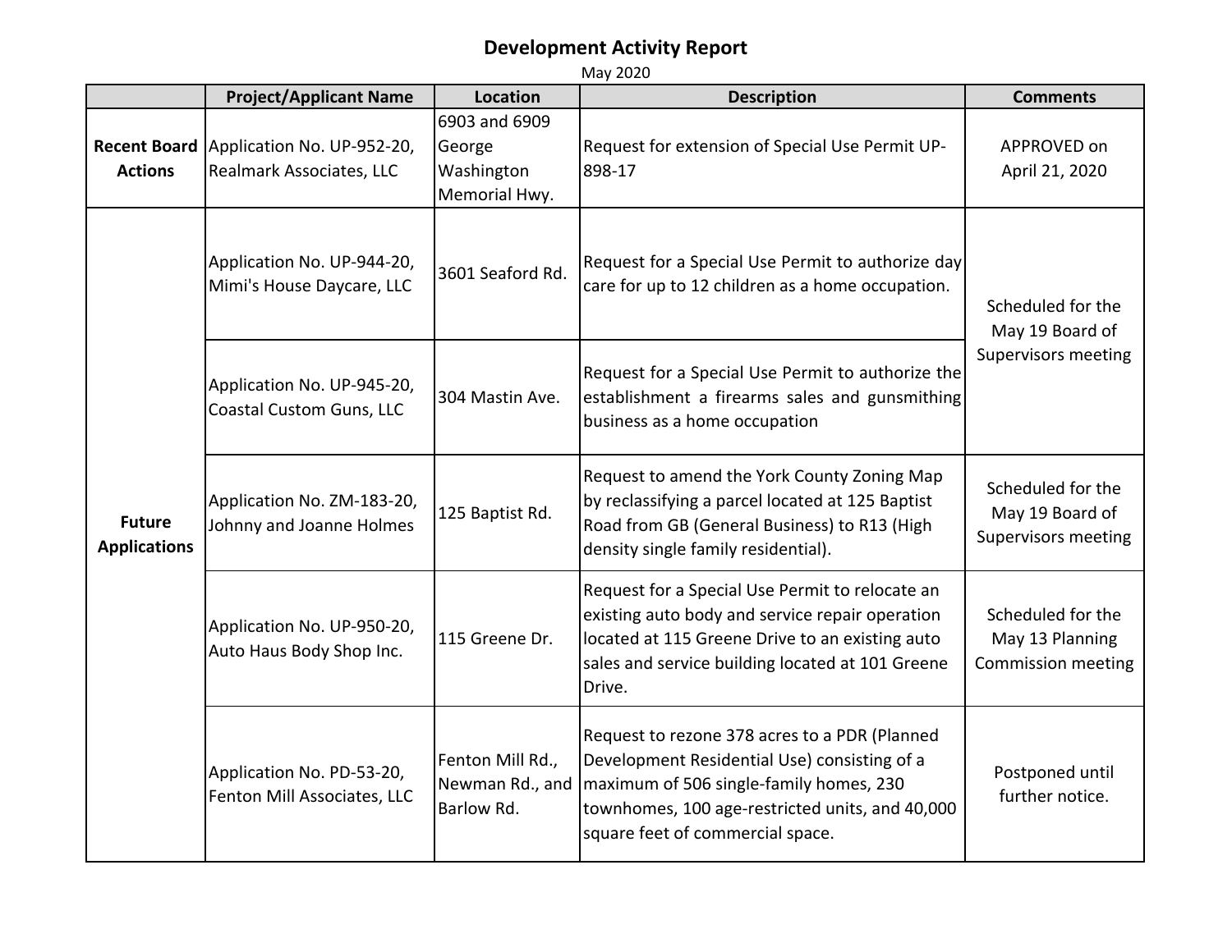# Development Activity Report

May 2020

| | Project/Applicant Name | Location | Description | Comments |
|---|---|---|---|---|
| **Recent Board Actions** | Application No. UP-952-20, Realmark Associates, LLC | 6903 and 6909 George Washington Memorial Hwy. | Request for extension of Special Use Permit UP-898-17 | APPROVED on April 21, 2020 |
| **Future Applications** | Application No. UP-944-20, Mimi's House Daycare, LLC | 3601 Seaford Rd. | Request for a Special Use Permit to authorize day care for up to 12 children as a home occupation. | Scheduled for the May 19 Board of Supervisors meeting |
| | Application No. UP-945-20, Coastal Custom Guns, LLC | 304 Mastin Ave. | Request for a Special Use Permit to authorize the establishment a firearms sales and gunsmithing business as a home occupation | |
| | Application No. ZM-183-20, Johnny and Joanne Holmes | 125 Baptist Rd. | Request to amend the York County Zoning Map by reclassifying a parcel located at 125 Baptist Road from GB (General Business) to R13 (High density single family residential). | Scheduled for the May 19 Board of Supervisors meeting |
| | Application No. UP-950-20, Auto Haus Body Shop Inc. | 115 Greene Dr. | Request for a Special Use Permit to relocate an existing auto body and service repair operation located at 115 Greene Drive to an existing auto sales and service building located at 101 Greene Drive. | Scheduled for the May 13 Planning Commission meeting |
| | Application No. PD-53-20, Fenton Mill Associates, LLC | Fenton Mill Rd., Newman Rd., and Barlow Rd. | Request to rezone 378 acres to a PDR (Planned Development Residential Use) consisting of a maximum of 506 single-family homes, 230 townhomes, 100 age-restricted units, and 40,000 square feet of commercial space. | Postponed until further notice. |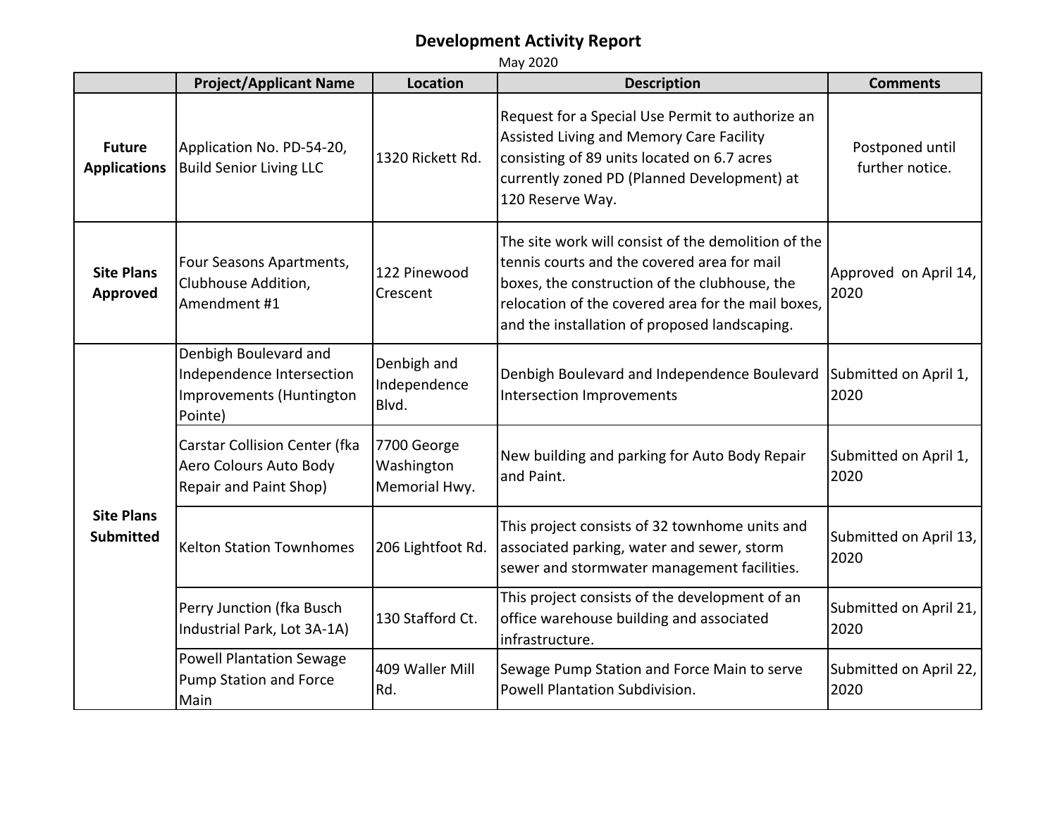# Development Activity Report

May 2020

| | Project/Applicant Name | Location | Description | Comments |
|---|---|---|---|---|
| **Future Applications** | Application No. PD-54-20, Build Senior Living LLC | 1320 Rickett Rd. | Request for a Special Use Permit to authorize an Assisted Living and Memory Care Facility consisting of 89 units located on 6.7 acres currently zoned PD (Planned Development) at 120 Reserve Way. | Postponed until further notice. |
| **Site Plans Approved** | Four Seasons Apartments, Clubhouse Addition, Amendment #1 | 122 Pinewood Crescent | The site work will consist of the demolition of the tennis courts and the covered area for mail boxes, the construction of the clubhouse, the relocation of the covered area for the mail boxes, and the installation of proposed landscaping. | Approved on April 14, 2020 |
| **Site Plans Submitted** | Denbigh Boulevard and Independence Intersection Improvements (Huntington Pointe) | Denbigh and Independence Blvd. | Denbigh Boulevard and Independence Boulevard Intersection Improvements | Submitted on April 1, 2020 |
| | Carstar Collision Center (fka Aero Colours Auto Body Repair and Paint Shop) | 7700 George Washington Memorial Hwy. | New building and parking for Auto Body Repair and Paint. | Submitted on April 1, 2020 |
| | Kelton Station Townhomes | 206 Lightfoot Rd. | This project consists of 32 townhome units and associated parking, water and sewer, storm sewer and stormwater management facilities. | Submitted on April 13, 2020 |
| | Perry Junction (fka Busch Industrial Park, Lot 3A-1A) | 130 Stafford Ct. | This project consists of the development of an office warehouse building and associated infrastructure. | Submitted on April 21, 2020 |
| | Powell Plantation Sewage Pump Station and Force Main | 409 Waller Mill Rd. | Sewage Pump Station and Force Main to serve Powell Plantation Subdivision. | Submitted on April 22, 2020 |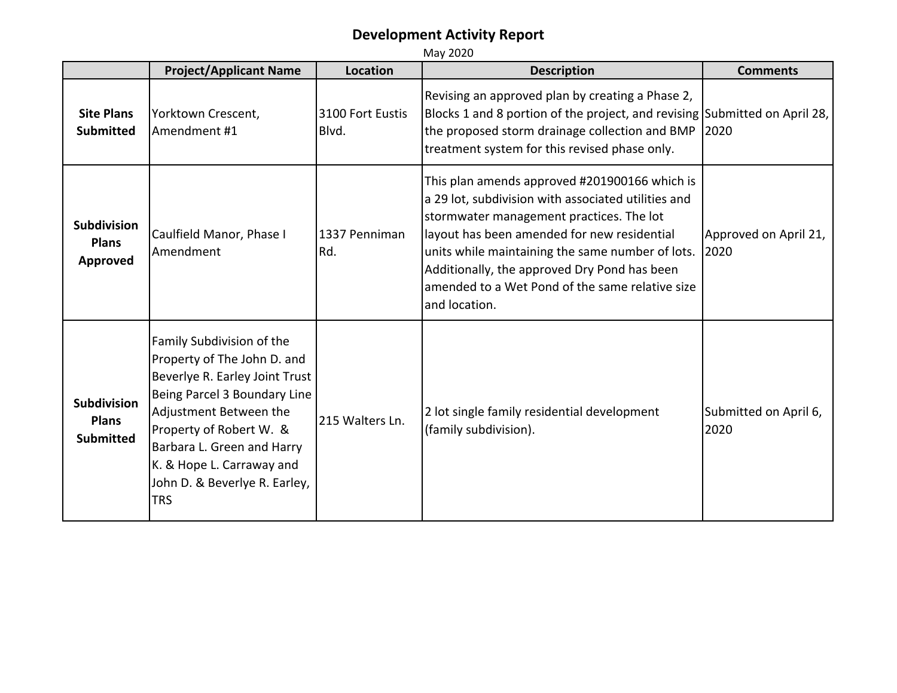# Development Activity Report

May 2020

| | Project/Applicant Name | Location | Description | Comments |
|---|---|---|---|---|
| **Site Plans Submitted** | Yorktown Crescent, Amendment #1 | 3100 Fort Eustis Blvd. | Revising an approved plan by creating a Phase 2, Blocks 1 and 8 portion of the project, and revising the proposed storm drainage collection and BMP treatment system for this revised phase only. | Submitted on April 28, 2020 |
| **Subdivision Plans Approved** | Caulfield Manor, Phase I Amendment | 1337 Penniman Rd. | This plan amends approved #201900166 which is a 29 lot, subdivision with associated utilities and stormwater management practices. The lot layout has been amended for new residential units while maintaining the same number of lots. Additionally, the approved Dry Pond has been amended to a Wet Pond of the same relative size and location. | Approved on April 21, 2020 |
| **Subdivision Plans Submitted** | Family Subdivision of the Property of The John D. and Beverlye R. Earley Joint Trust Being Parcel 3 Boundary Line Adjustment Between the Property of Robert W. & Barbara L. Green and Harry K. & Hope L. Carraway and John D. & Beverlye R. Earley, TRS | 215 Walters Ln. | 2 lot single family residential development (family subdivision). | Submitted on April 6, 2020 |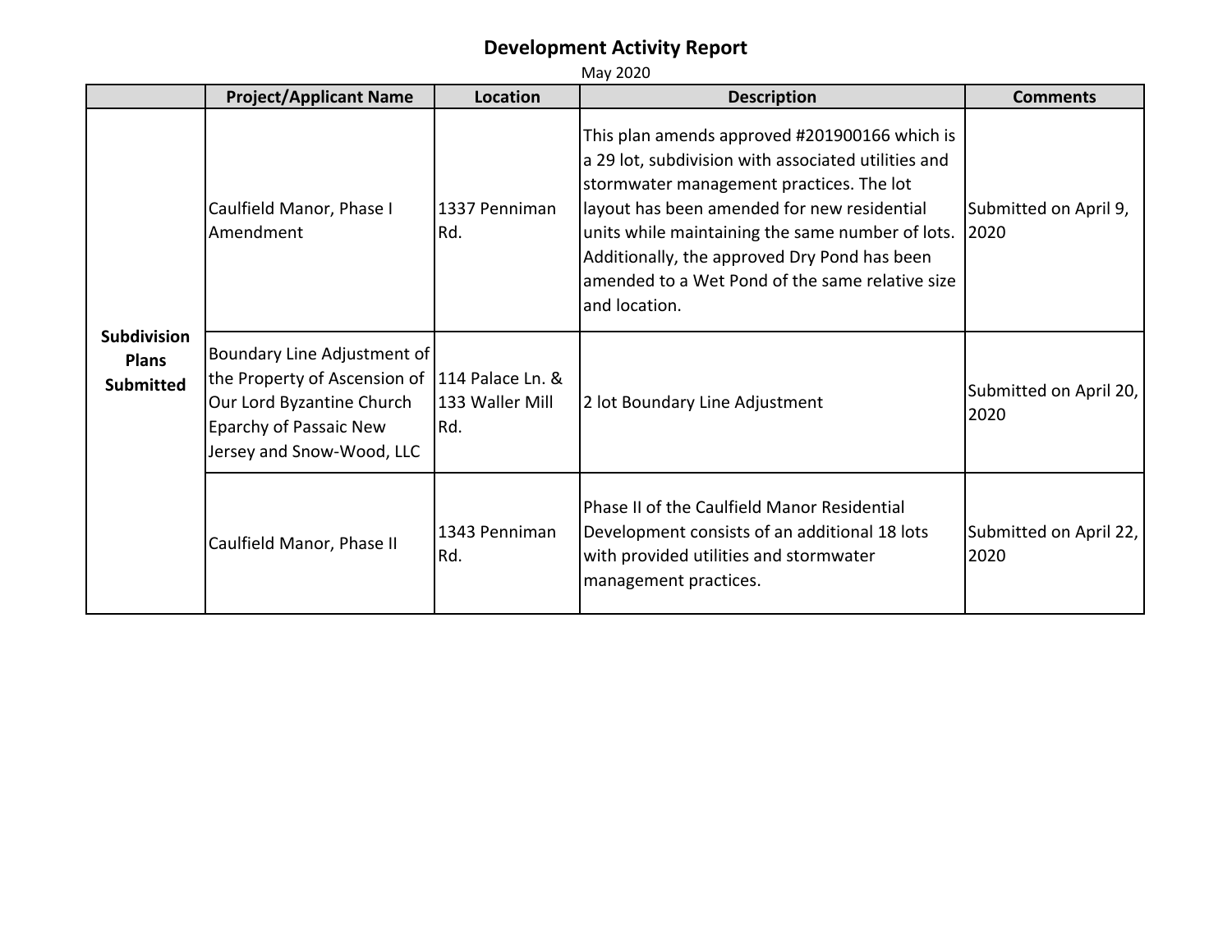# Development Activity Report

May 2020

| | Project/Applicant Name | Location | Description | Comments |
|---|---|---|---|---|
| **Subdivision Plans Submitted** | Caulfield Manor, Phase I Amendment | 1337 Penniman Rd. | This plan amends approved #201900166 which is a 29 lot, subdivision with associated utilities and stormwater management practices. The lot layout has been amended for new residential units while maintaining the same number of lots. Additionally, the approved Dry Pond has been amended to a Wet Pond of the same relative size and location. | Submitted on April 9, 2020 |
| | Boundary Line Adjustment of the Property of Ascension of Our Lord Byzantine Church Eparchy of Passaic New Jersey and Snow-Wood, LLC | 114 Palace Ln. & 133 Waller Mill Rd. | 2 lot Boundary Line Adjustment | Submitted on April 20, 2020 |
| | Caulfield Manor, Phase II | 1343 Penniman Rd. | Phase II of the Caulfield Manor Residential Development consists of an additional 18 lots with provided utilities and stormwater management practices. | Submitted on April 22, 2020 |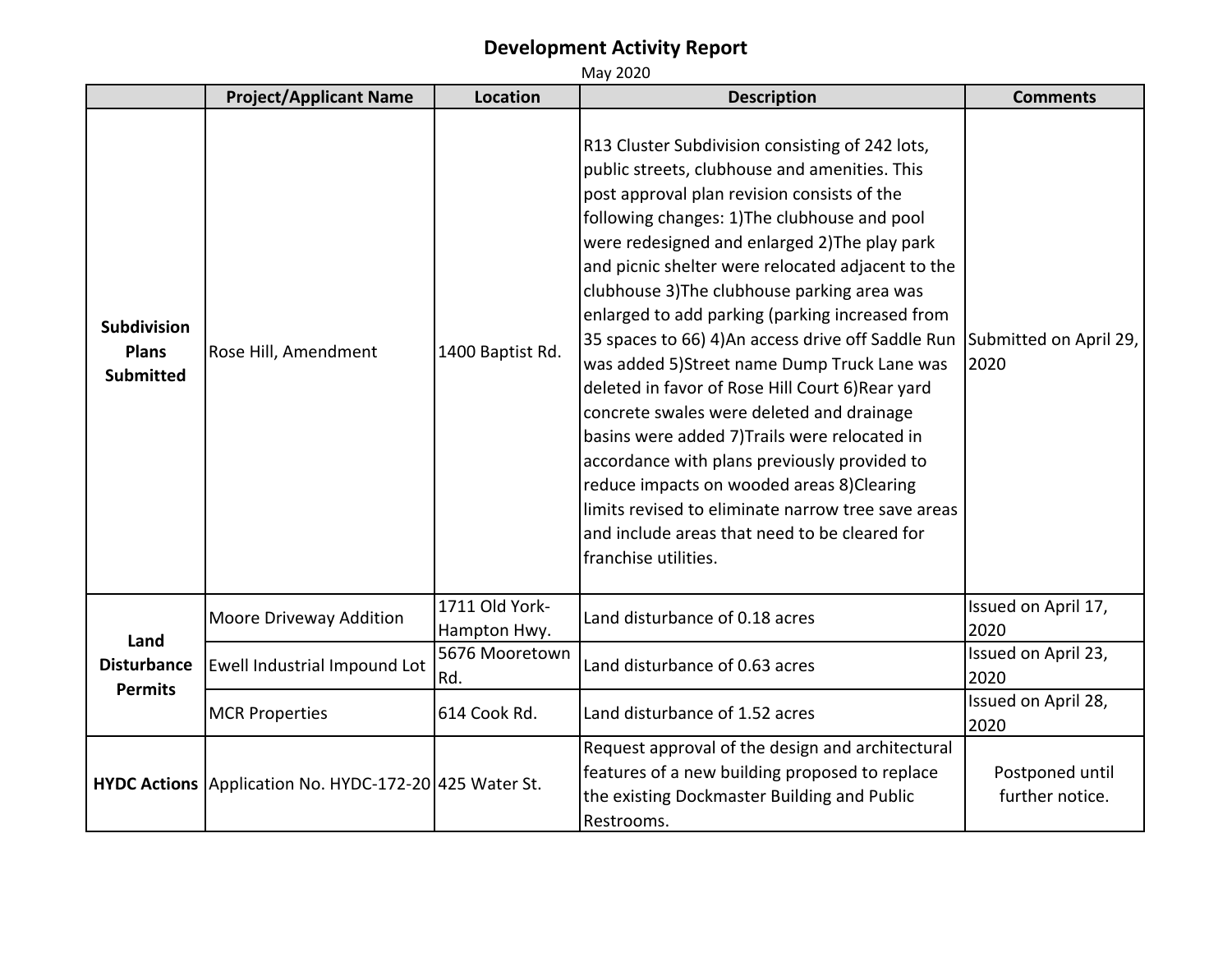# Development Activity Report

May 2020

| | Project/Applicant Name | Location | Description | Comments |
|---|---|---|---|---|
| **Subdivision Plans Submitted** | Rose Hill, Amendment | 1400 Baptist Rd. | R13 Cluster Subdivision consisting of 242 lots, public streets, clubhouse and amenities. This post approval plan revision consists of the following changes: 1)The clubhouse and pool were redesigned and enlarged 2)The play park and picnic shelter were relocated adjacent to the clubhouse 3)The clubhouse parking area was enlarged to add parking (parking increased from 35 spaces to 66) 4)An access drive off Saddle Run was added 5)Street name Dump Truck Lane was deleted in favor of Rose Hill Court 6)Rear yard concrete swales were deleted and drainage basins were added 7)Trails were relocated in accordance with plans previously provided to reduce impacts on wooded areas 8)Clearing limits revised to eliminate narrow tree save areas and include areas that need to be cleared for franchise utilities. | Submitted on April 29, 2020 |
| **Land Disturbance Permits** | Moore Driveway Addition | 1711 Old York-Hampton Hwy. | Land disturbance of 0.18 acres | Issued on April 17, 2020 |
| | Ewell Industrial Impound Lot | 5676 Mooretown Rd. | Land disturbance of 0.63 acres | Issued on April 23, 2020 |
| | MCR Properties | 614 Cook Rd. | Land disturbance of 1.52 acres | Issued on April 28, 2020 |
| **HYDC Actions** | Application No. HYDC-172-20 | 425 Water St. | Request approval of the design and architectural features of a new building proposed to replace the existing Dockmaster Building and Public Restrooms. | Postponed until further notice. |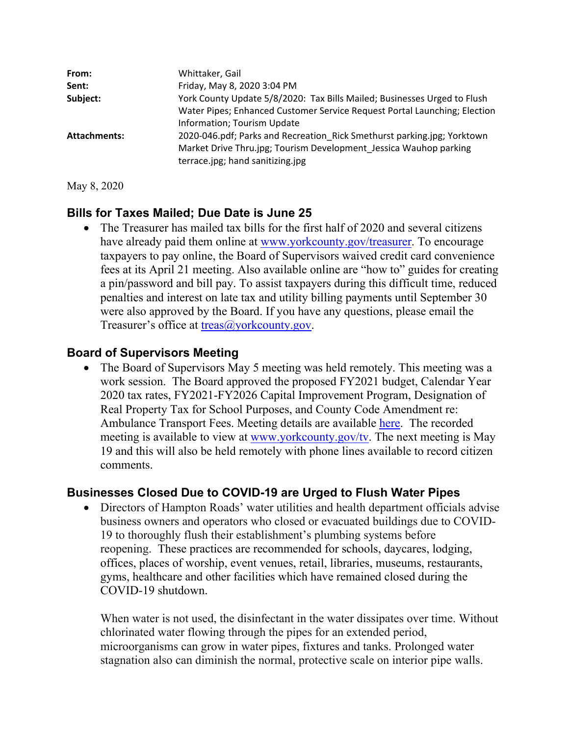| | |
|---|---|
| **From:** | Whittaker, Gail |
| **Sent:** | Friday, May 8, 2020 3:04 PM |
| **Subject:** | York County Update 5/8/2020: Tax Bills Mailed; Businesses Urged to Flush Water Pipes; Enhanced Customer Service Request Portal Launching; Election Information; Tourism Update |
| **Attachments:** | 2020-046.pdf; Parks and Recreation_Rick Smethurst parking.jpg; Yorktown Market Drive Thru.jpg; Tourism Development_Jessica Wauhop parking terrace.jpg; hand sanitizing.jpg |

May 8, 2020

## Bills for Taxes Mailed; Due Date is June 25

- The Treasurer has mailed tax bills for the first half of 2020 and several citizens have already paid them online at www.yorkcounty.gov/treasurer. To encourage taxpayers to pay online, the Board of Supervisors waived credit card convenience fees at its April 21 meeting. Also available online are "how to" guides for creating a pin/password and bill pay. To assist taxpayers during this difficult time, reduced penalties and interest on late tax and utility billing payments until September 30 were also approved by the Board. If you have any questions, please email the Treasurer's office at treas@yorkcounty.gov.

## Board of Supervisors Meeting

- The Board of Supervisors May 5 meeting was held remotely. This meeting was a work session. The Board approved the proposed FY2021 budget, Calendar Year 2020 tax rates, FY2021-FY2026 Capital Improvement Program, Designation of Real Property Tax for School Purposes, and County Code Amendment re: Ambulance Transport Fees. Meeting details are available here. The recorded meeting is available to view at www.yorkcounty.gov/tv. The next meeting is May 19 and this will also be held remotely with phone lines available to record citizen comments.

## Businesses Closed Due to COVID-19 are Urged to Flush Water Pipes

- Directors of Hampton Roads' water utilities and health department officials advise business owners and operators who closed or evacuated buildings due to COVID-19 to thoroughly flush their establishment's plumbing systems before reopening. These practices are recommended for schools, daycares, lodging, offices, places of worship, event venues, retail, libraries, museums, restaurants, gyms, healthcare and other facilities which have remained closed during the COVID-19 shutdown.

  When water is not used, the disinfectant in the water dissipates over time. Without chlorinated water flowing through the pipes for an extended period, microorganisms can grow in water pipes, fixtures and tanks. Prolonged water stagnation also can diminish the normal, protective scale on interior pipe walls.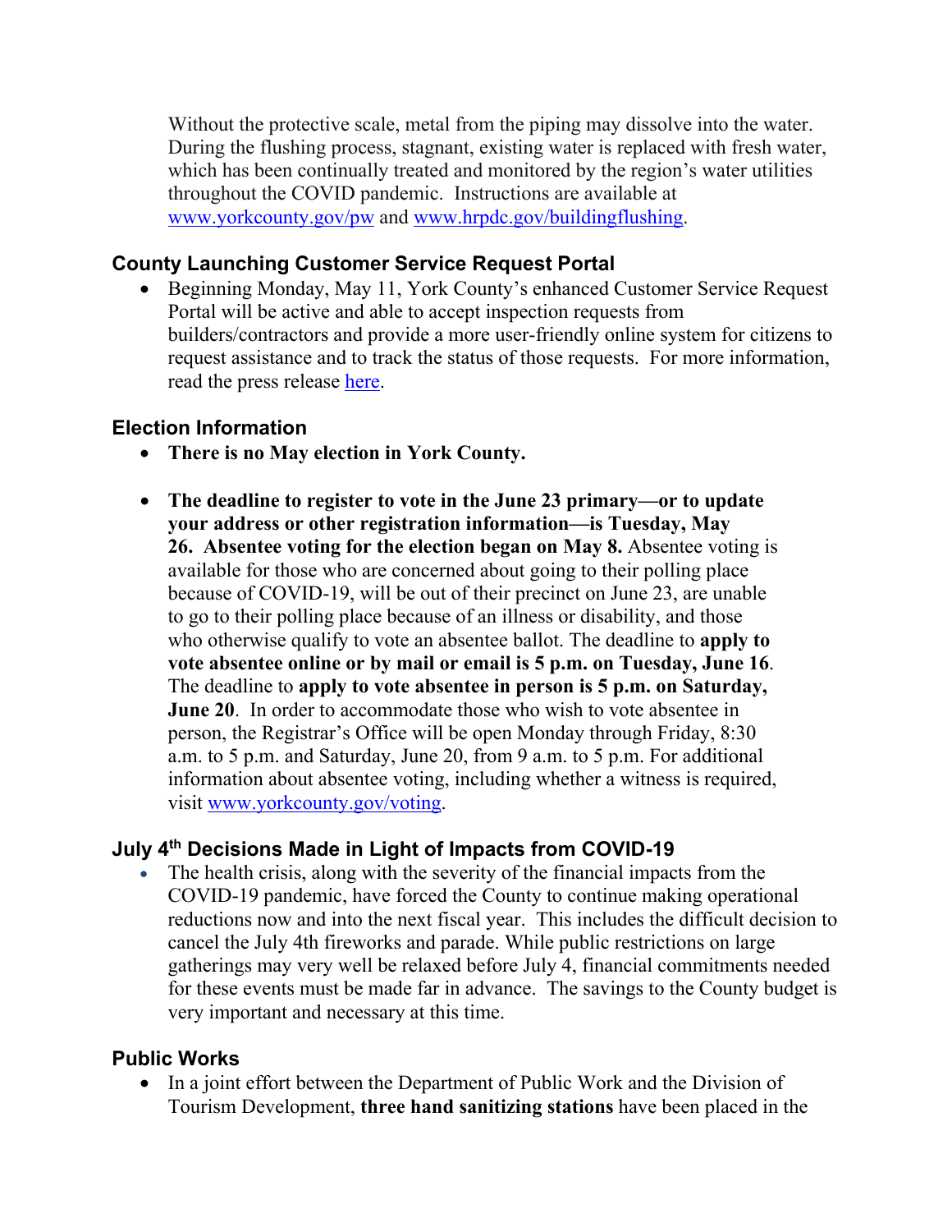Without the protective scale, metal from the piping may dissolve into the water. During the flushing process, stagnant, existing water is replaced with fresh water, which has been continually treated and monitored by the region's water utilities throughout the COVID pandemic. Instructions are available at [www.yorkcounty.gov/pw](www.yorkcounty.gov/pw) and [www.hrpdc.gov/buildingflushing](www.hrpdc.gov/buildingflushing).

### County Launching Customer Service Request Portal

- Beginning Monday, May 11, York County's enhanced Customer Service Request Portal will be active and able to accept inspection requests from builders/contractors and provide a more user-friendly online system for citizens to request assistance and to track the status of those requests. For more information, read the press release here.

### Election Information

- **There is no May election in York County.**

- **The deadline to register to vote in the June 23 primary—or to update your address or other registration information—is Tuesday, May 26. Absentee voting for the election began on May 8.** Absentee voting is available for those who are concerned about going to their polling place because of COVID-19, will be out of their precinct on June 23, are unable to go to their polling place because of an illness or disability, and those who otherwise qualify to vote an absentee ballot. The deadline to **apply to vote absentee online or by mail or email is 5 p.m. on Tuesday, June 16**. The deadline to **apply to vote absentee in person is 5 p.m. on Saturday, June 20**. In order to accommodate those who wish to vote absentee in person, the Registrar's Office will be open Monday through Friday, 8:30 a.m. to 5 p.m. and Saturday, June 20, from 9 a.m. to 5 p.m. For additional information about absentee voting, including whether a witness is required, visit [www.yorkcounty.gov/voting](www.yorkcounty.gov/voting).

### July 4th Decisions Made in Light of Impacts from COVID-19

- The health crisis, along with the severity of the financial impacts from the COVID-19 pandemic, have forced the County to continue making operational reductions now and into the next fiscal year. This includes the difficult decision to cancel the July 4th fireworks and parade. While public restrictions on large gatherings may very well be relaxed before July 4, financial commitments needed for these events must be made far in advance. The savings to the County budget is very important and necessary at this time.

### Public Works

- In a joint effort between the Department of Public Work and the Division of Tourism Development, **three hand sanitizing stations** have been placed in the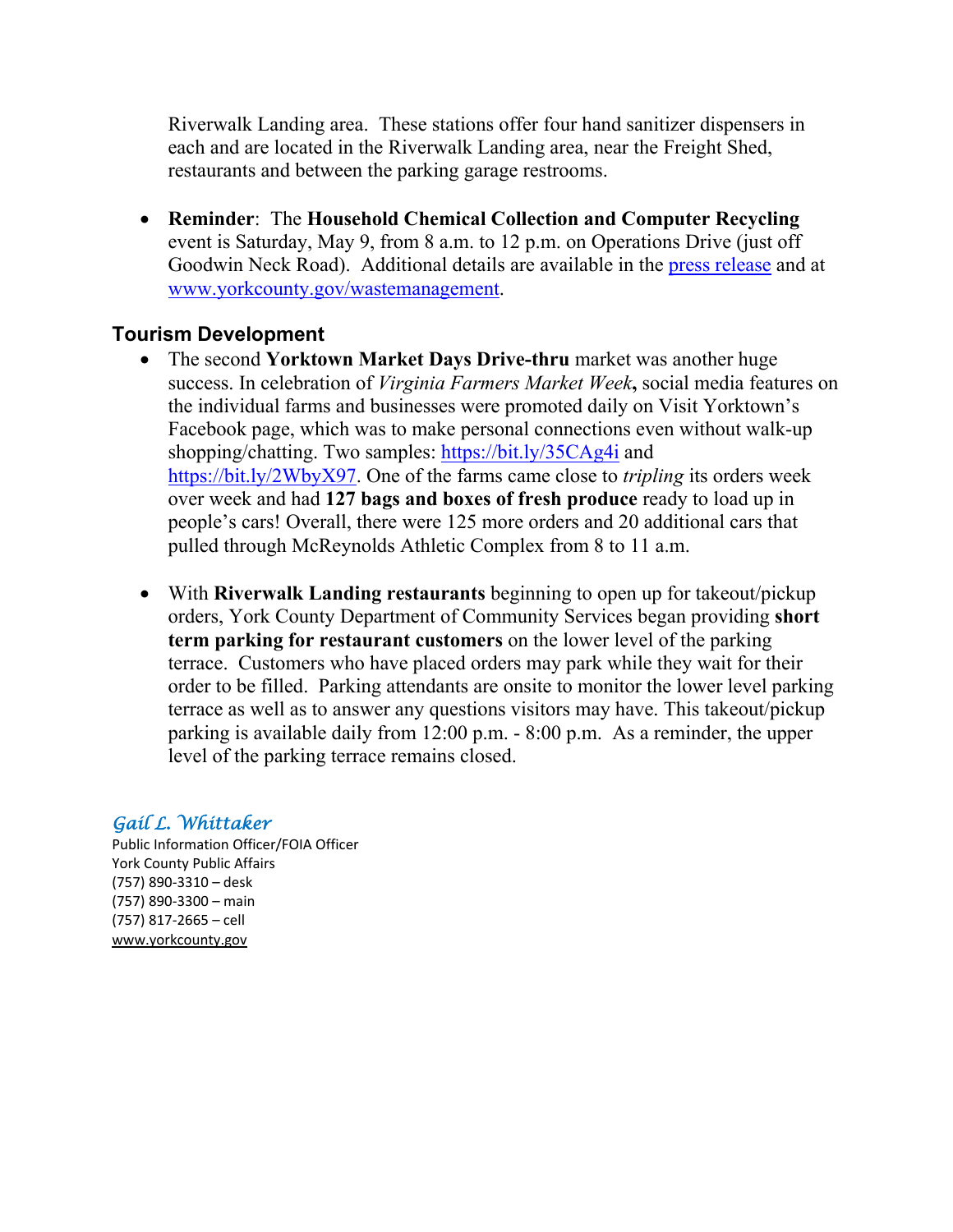Riverwalk Landing area. These stations offer four hand sanitizer dispensers in each and are located in the Riverwalk Landing area, near the Freight Shed, restaurants and between the parking garage restrooms.

- **Reminder**: The **Household Chemical Collection and Computer Recycling** event is Saturday, May 9, from 8 a.m. to 12 p.m. on Operations Drive (just off Goodwin Neck Road). Additional details are available in the press release and at www.yorkcounty.gov/wastemanagement.

### Tourism Development

- The second **Yorktown Market Days Drive-thru** market was another huge success. In celebration of *Virginia Farmers Market Week***,** social media features on the individual farms and businesses were promoted daily on Visit Yorktown's Facebook page, which was to make personal connections even without walk-up shopping/chatting. Two samples: https://bit.ly/35CAg4i and https://bit.ly/2WbyX97. One of the farms came close to *tripling* its orders week over week and had **127 bags and boxes of fresh produce** ready to load up in people's cars! Overall, there were 125 more orders and 20 additional cars that pulled through McReynolds Athletic Complex from 8 to 11 a.m.

- With **Riverwalk Landing restaurants** beginning to open up for takeout/pickup orders, York County Department of Community Services began providing **short term parking for restaurant customers** on the lower level of the parking terrace. Customers who have placed orders may park while they wait for their order to be filled. Parking attendants are onsite to monitor the lower level parking terrace as well as to answer any questions visitors may have. This takeout/pickup parking is available daily from 12:00 p.m. - 8:00 p.m. As a reminder, the upper level of the parking terrace remains closed.

*Gail L. Whittaker*
Public Information Officer/FOIA Officer
York County Public Affairs
(757) 890-3310 – desk
(757) 890-3300 – main
(757) 817-2665 – cell
www.yorkcounty.gov